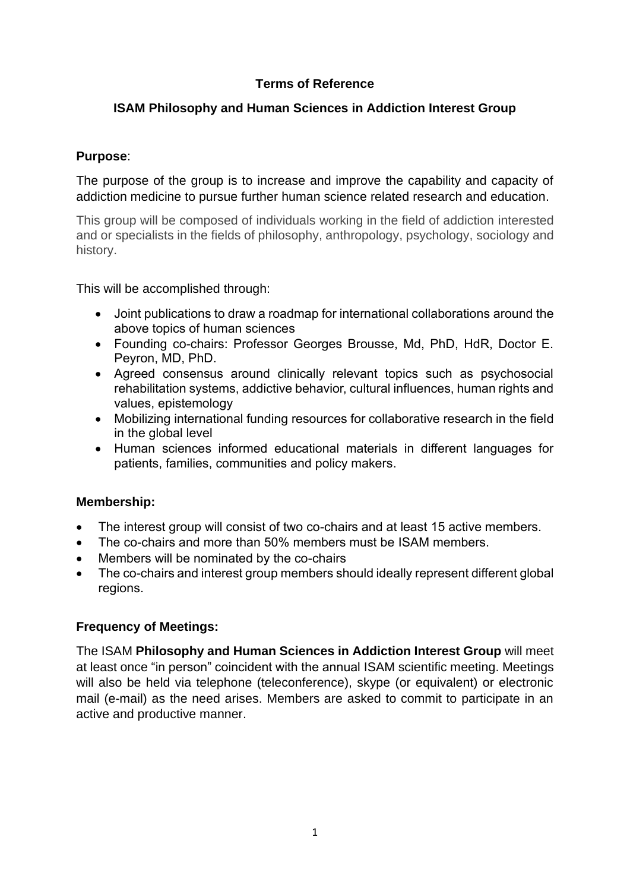**Terms of Reference**

**ISAM Philosophy and Human Sciences in Addiction Interest Group**

**Purpose**:

The purpose of the group is to increase and improve the capability and capacity of addiction medicine to pursue further human science related research and education.

This group will be composed of individuals working in the field of addiction interested and or specialists in the fields of philosophy, anthropology, psychology, sociology and history.

This will be accomplished through:

- Joint publications to draw a roadmap for international collaborations around the above topics of human sciences
- Founding co-chairs: Professor Georges Brousse, Md, PhD, HdR, Doctor E. Peyron, MD, PhD.
- Agreed consensus around clinically relevant topics such as psychosocial rehabilitation systems, addictive behavior, cultural influences, human rights and values, epistemology
- Mobilizing international funding resources for collaborative research in the field in the global level
- Human sciences informed educational materials in different languages for patients, families, communities and policy makers.

**Membership:**

- The interest group will consist of two co-chairs and at least 15 active members.
- The co-chairs and more than 50% members must be ISAM members.
- Members will be nominated by the co-chairs
- The co-chairs and interest group members should ideally represent different global regions.

**Frequency of Meetings:**

The ISAM **Philosophy and Human Sciences in Addiction Interest Group** will meet at least once "in person" coincident with the annual ISAM scientific meeting. Meetings will also be held via telephone (teleconference), skype (or equivalent) or electronic mail (e-mail) as the need arises. Members are asked to commit to participate in an active and productive manner.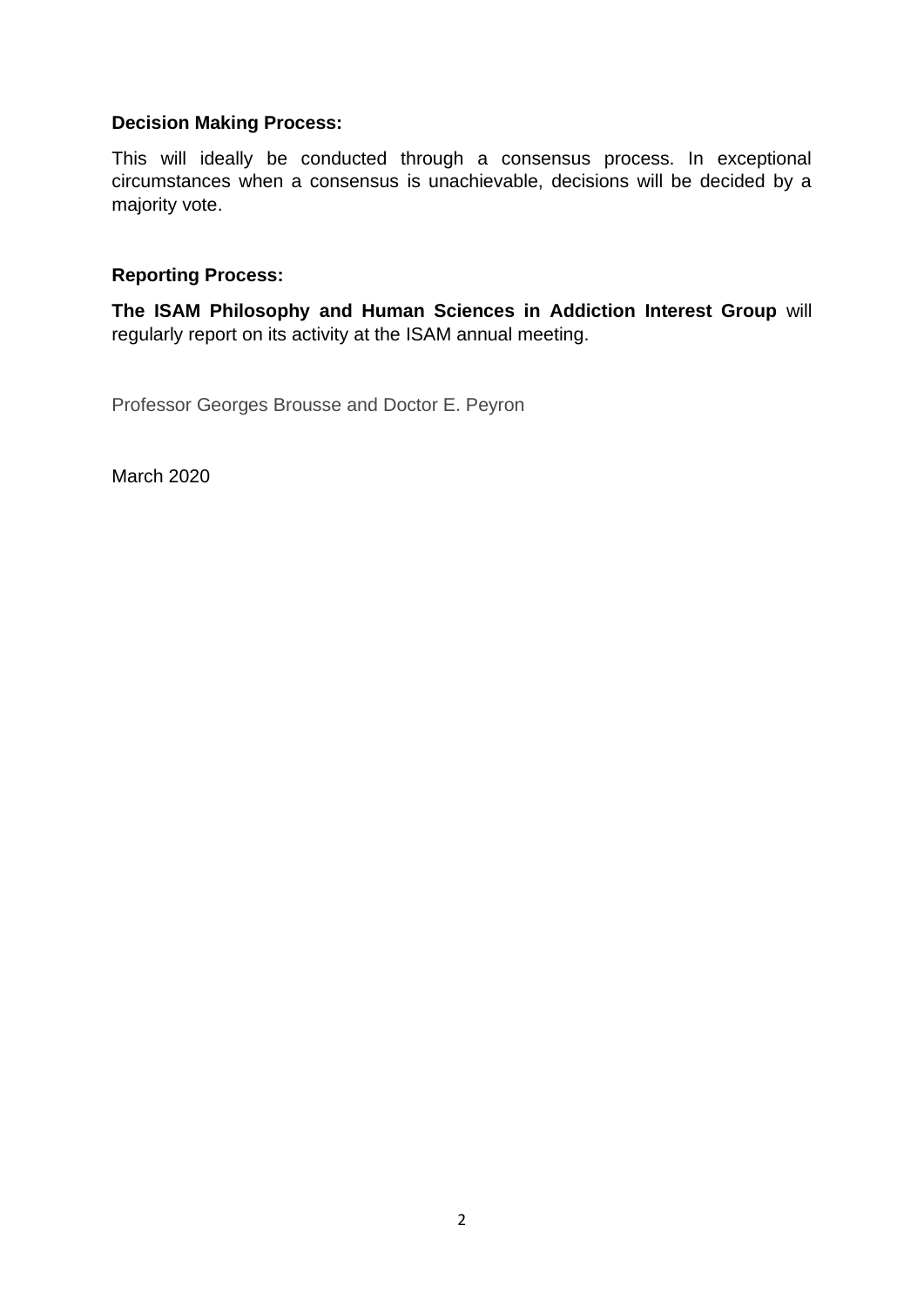**Decision Making Process:**

This will ideally be conducted through a consensus process. In exceptional circumstances when a consensus is unachievable, decisions will be decided by a majority vote.

**Reporting Process:**

**The ISAM Philosophy and Human Sciences in Addiction Interest Group** will regularly report on its activity at the ISAM annual meeting.

Professor Georges Brousse and Doctor E. Peyron

March 2020